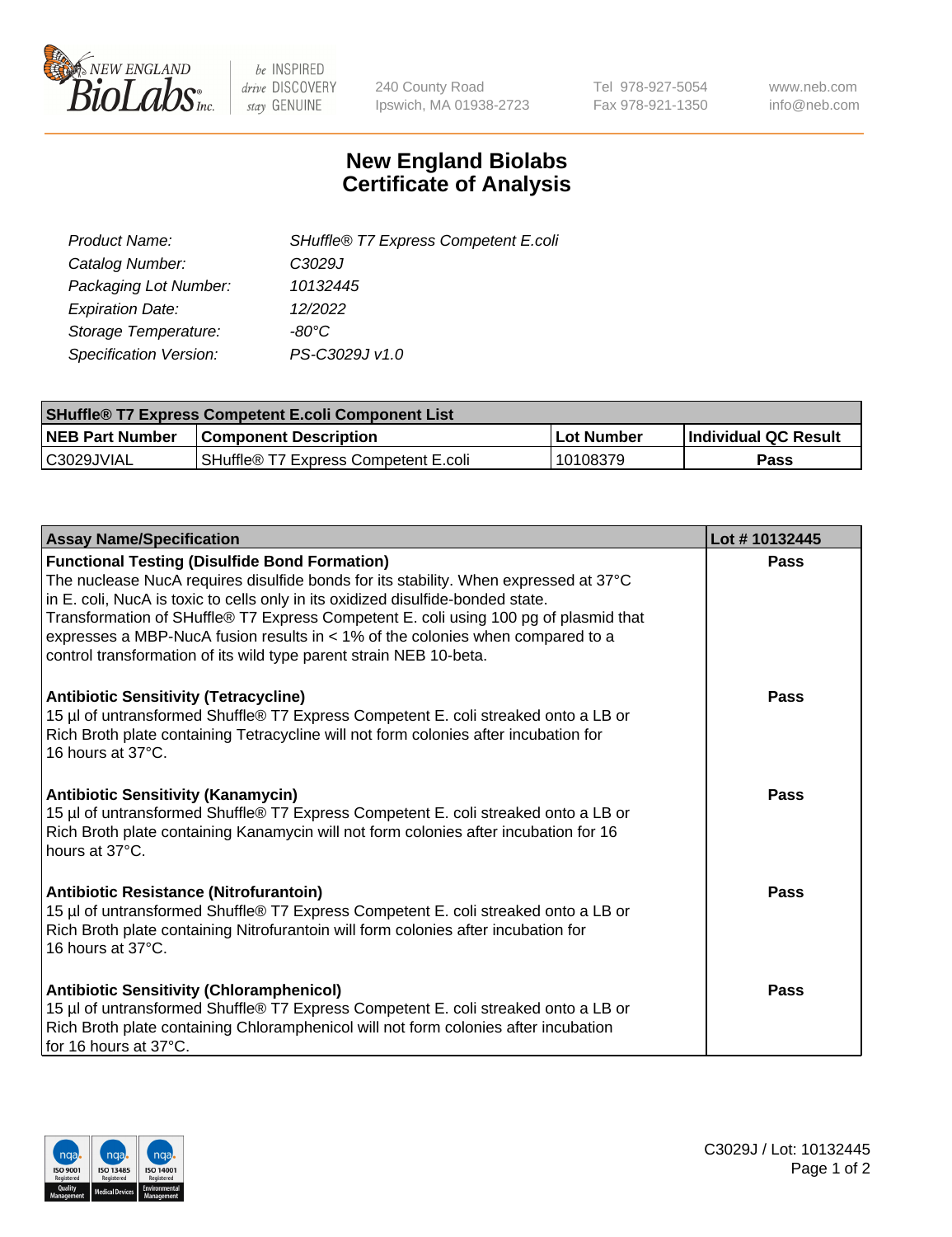New England Biolabs Inc. — be INSPIRED drive DISCOVERY stay GENUINE

240 County Road
Ipswich, MA 01938-2723

Tel 978-927-5054
Fax 978-921-1350

www.neb.com
info@neb.com

# New England Biolabs Certificate of Analysis

| | |
|---|---|
| *Product Name:* | *SHuffle® T7 Express Competent E.coli* |
| *Catalog Number:* | *C3029J* |
| *Packaging Lot Number:* | *10132445* |
| *Expiration Date:* | *12/2022* |
| *Storage Temperature:* | *-80°C* |
| *Specification Version:* | *PS-C3029J v1.0* |

| SHuffle® T7 Express Competent E.coli Component List | | | |
|---|---|---|---|
| **NEB Part Number** | **Component Description** | **Lot Number** | **Individual QC Result** |
| C3029JVIAL | SHuffle® T7 Express Competent E.coli | 10108379 | **Pass** |

| Assay Name/Specification | Lot # 10132445 |
|---|---|
| **Functional Testing (Disulfide Bond Formation)** The nuclease NucA requires disulfide bonds for its stability. When expressed at 37°C in E. coli, NucA is toxic to cells only in its oxidized disulfide-bonded state. Transformation of SHuffle® T7 Express Competent E. coli using 100 pg of plasmid that expresses a MBP-NucA fusion results in < 1% of the colonies when compared to a control transformation of its wild type parent strain NEB 10-beta. | **Pass** |
| **Antibiotic Sensitivity (Tetracycline)** 15 µl of untransformed Shuffle® T7 Express Competent E. coli streaked onto a LB or Rich Broth plate containing Tetracycline will not form colonies after incubation for 16 hours at 37°C. | **Pass** |
| **Antibiotic Sensitivity (Kanamycin)** 15 µl of untransformed Shuffle® T7 Express Competent E. coli streaked onto a LB or Rich Broth plate containing Kanamycin will not form colonies after incubation for 16 hours at 37°C. | **Pass** |
| **Antibiotic Resistance (Nitrofurantoin)** 15 µl of untransformed Shuffle® T7 Express Competent E. coli streaked onto a LB or Rich Broth plate containing Nitrofurantoin will form colonies after incubation for 16 hours at 37°C. | **Pass** |
| **Antibiotic Sensitivity (Chloramphenicol)** 15 µl of untransformed Shuffle® T7 Express Competent E. coli streaked onto a LB or Rich Broth plate containing Chloramphenicol will not form colonies after incubation for 16 hours at 37°C. | **Pass** |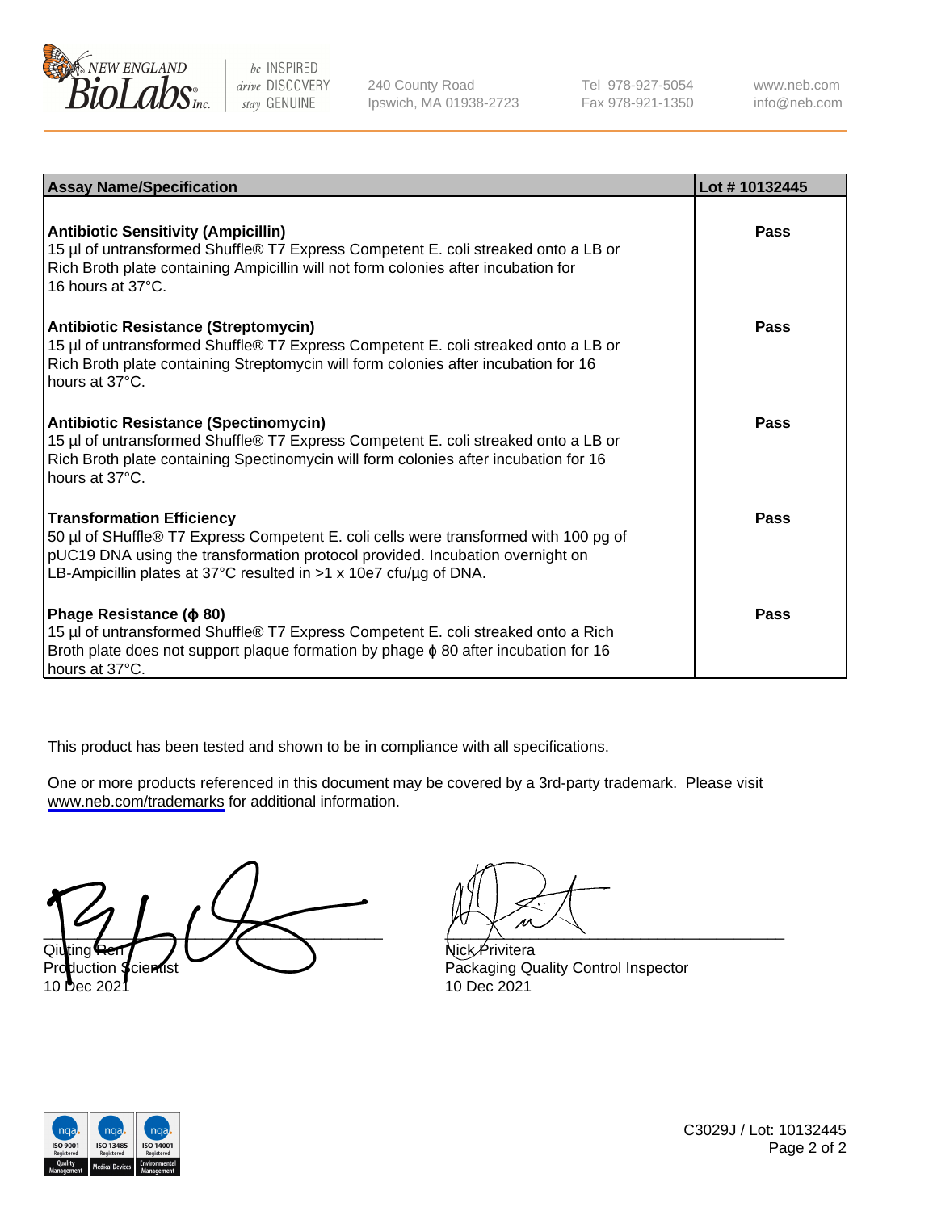| Assay Name/Specification | Lot # 10132445 |
|---|---|
| **Antibiotic Sensitivity (Ampicillin)**<br>15 µl of untransformed Shuffle® T7 Express Competent E. coli streaked onto a LB or Rich Broth plate containing Ampicillin will not form colonies after incubation for 16 hours at 37°C. | **Pass** |
| **Antibiotic Resistance (Streptomycin)**<br>15 µl of untransformed Shuffle® T7 Express Competent E. coli streaked onto a LB or Rich Broth plate containing Streptomycin will form colonies after incubation for 16 hours at 37°C. | **Pass** |
| **Antibiotic Resistance (Spectinomycin)**<br>15 µl of untransformed Shuffle® T7 Express Competent E. coli streaked onto a LB or Rich Broth plate containing Spectinomycin will form colonies after incubation for 16 hours at 37°C. | **Pass** |
| **Transformation Efficiency**<br>50 µl of SHuffle® T7 Express Competent E. coli cells were transformed with 100 pg of pUC19 DNA using the transformation protocol provided. Incubation overnight on LB-Ampicillin plates at 37°C resulted in >1 x 10e7 cfu/µg of DNA. | **Pass** |
| **Phage Resistance (ϕ 80)**<br>15 µl of untransformed Shuffle® T7 Express Competent E. coli streaked onto a Rich Broth plate does not support plaque formation by phage ϕ 80 after incubation for 16 hours at 37°C. | **Pass** |

This product has been tested and shown to be in compliance with all specifications.

One or more products referenced in this document may be covered by a 3rd-party trademark. Please visit www.neb.com/trademarks for additional information.

Qiuting Ren
Production Scientist
10 Dec 2021

Nick Privitera
Packaging Quality Control Inspector
10 Dec 2021

C3029J / Lot: 10132445